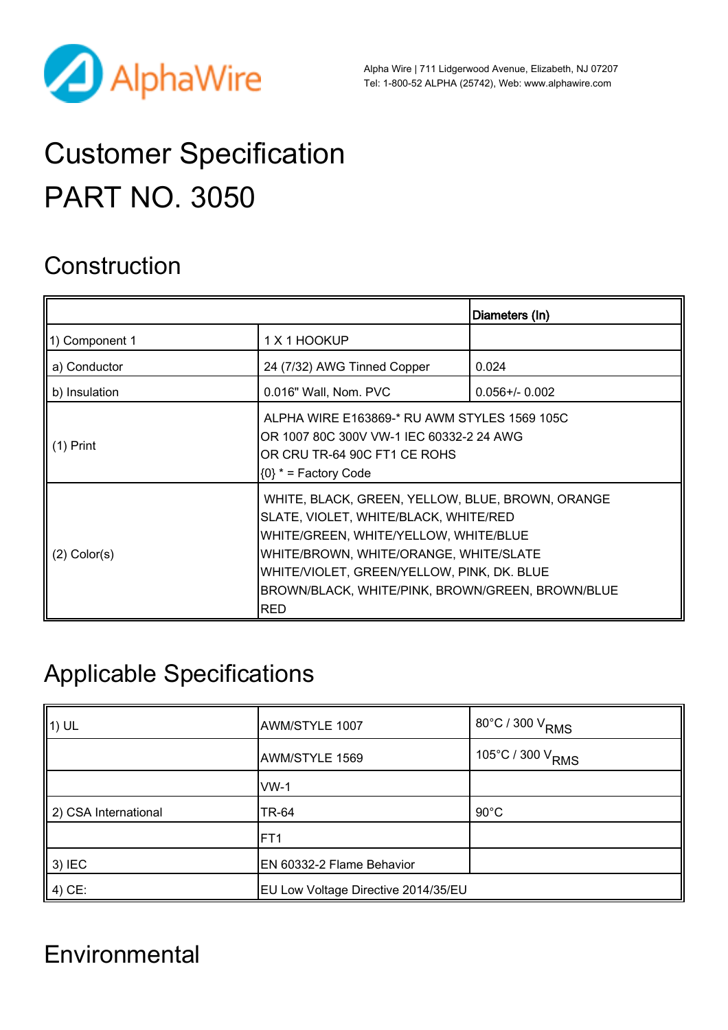Alpha Wire | 711 Lidgerwood Avenue, Elizabeth, NJ 07207
Tel: 1-800-52 ALPHA (25742), Web: www.alphawire.com

# Customer Specification
# PART NO. 3050

## Construction

| | | Diameters (In) |
|---|---|---|
| 1) Component 1 | 1 X 1 HOOKUP | |
| a) Conductor | 24 (7/32) AWG Tinned Copper | 0.024 |
| b) Insulation | 0.016" Wall, Nom. PVC | 0.056+/- 0.002 |
| (1) Print | ALPHA WIRE E163869-* RU AWM STYLES 1569 105C OR 1007 80C 300V VW-1 IEC 60332-2 24 AWG OR CRU TR-64 90C FT1 CE ROHS {0} * = Factory Code | |
| (2) Color(s) | WHITE, BLACK, GREEN, YELLOW, BLUE, BROWN, ORANGE SLATE, VIOLET, WHITE/BLACK, WHITE/RED WHITE/GREEN, WHITE/YELLOW, WHITE/BLUE WHITE/BROWN, WHITE/ORANGE, WHITE/SLATE WHITE/VIOLET, GREEN/YELLOW, PINK, DK. BLUE BROWN/BLACK, WHITE/PINK, BROWN/GREEN, BROWN/BLUE RED | |

## Applicable Specifications

| | | |
|---|---|---|
| 1) UL | AWM/STYLE 1007 | 80°C / 300 $V_{RMS}$ |
| | AWM/STYLE 1569 | 105°C / 300 $V_{RMS}$ |
| | VW-1 | |
| 2) CSA International | TR-64 | 90°C |
| | FT1 | |
| 3) IEC | EN 60332-2 Flame Behavior | |
| 4) CE: | EU Low Voltage Directive 2014/35/EU | |

## Environmental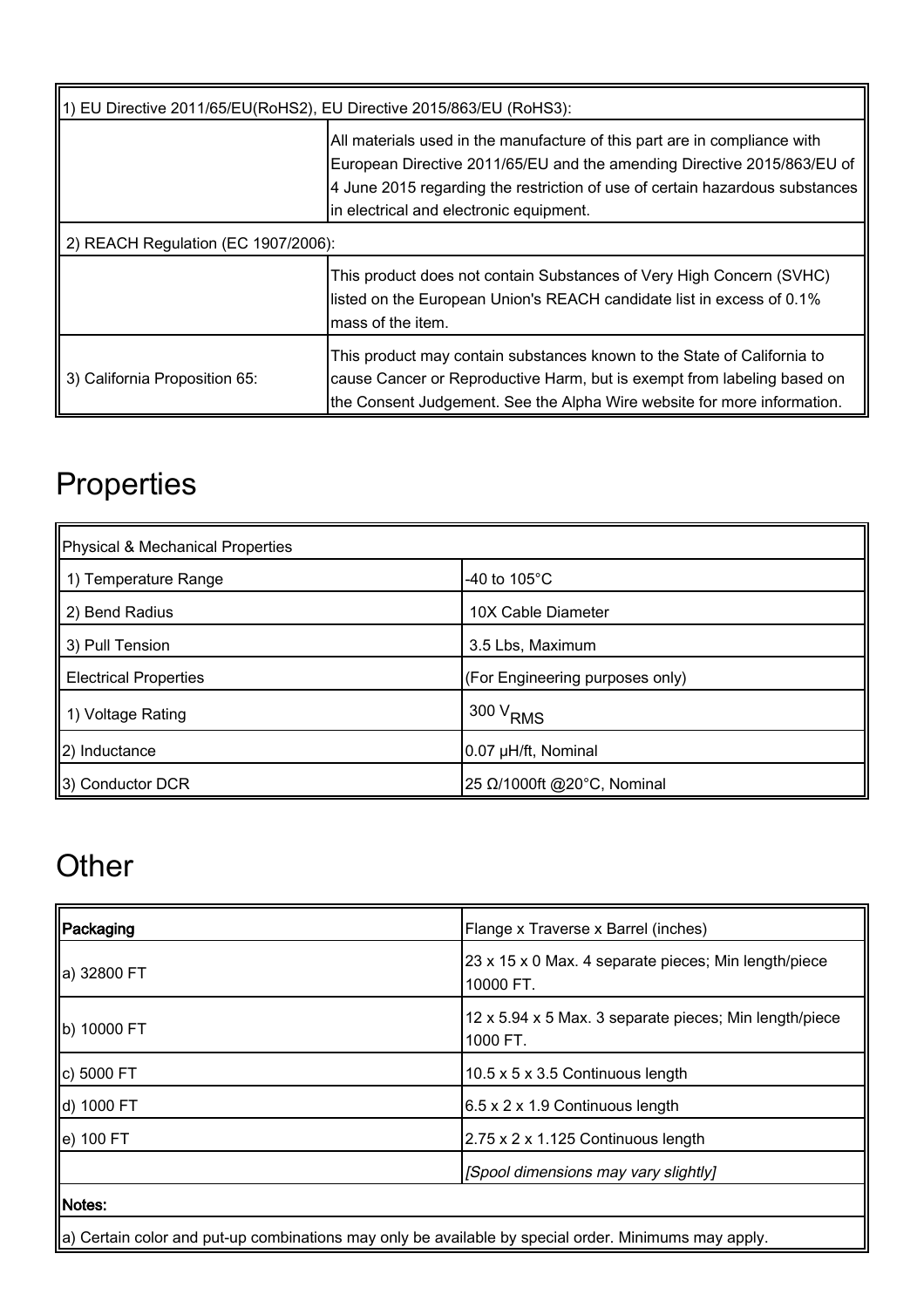| 1) EU Directive 2011/65/EU(RoHS2), EU Directive 2015/863/EU (RoHS3): | |
|---|---|
| | All materials used in the manufacture of this part are in compliance with European Directive 2011/65/EU and the amending Directive 2015/863/EU of 4 June 2015 regarding the restriction of use of certain hazardous substances in electrical and electronic equipment. |
| 2) REACH Regulation (EC 1907/2006): | |
| | This product does not contain Substances of Very High Concern (SVHC) listed on the European Union's REACH candidate list in excess of 0.1% mass of the item. |
| 3) California Proposition 65: | This product may contain substances known to the State of California to cause Cancer or Reproductive Harm, but is exempt from labeling based on the Consent Judgement. See the Alpha Wire website for more information. |

# Properties

| Physical & Mechanical Properties | |
|---|---|
| 1) Temperature Range | -40 to 105°C |
| 2) Bend Radius | 10X Cable Diameter |
| 3) Pull Tension | 3.5 Lbs, Maximum |
| Electrical Properties | (For Engineering purposes only) |
| 1) Voltage Rating | 300 $V_{RMS}$ |
| 2) Inductance | 0.07 µH/ft, Nominal |
| 3) Conductor DCR | 25 Ω/1000ft @20°C, Nominal |

# Other

| **Packaging** | Flange x Traverse x Barrel (inches) |
|---|---|
| a) 32800 FT | 23 x 15 x 0 Max. 4 separate pieces; Min length/piece 10000 FT. |
| b) 10000 FT | 12 x 5.94 x 5 Max. 3 separate pieces; Min length/piece 1000 FT. |
| c) 5000 FT | 10.5 x 5 x 3.5 Continuous length |
| d) 1000 FT | 6.5 x 2 x 1.9 Continuous length |
| e) 100 FT | 2.75 x 2 x 1.125 Continuous length |
| | *[Spool dimensions may vary slightly]* |
| **Notes:** | |
| a) Certain color and put-up combinations may only be available by special order. Minimums may apply. | |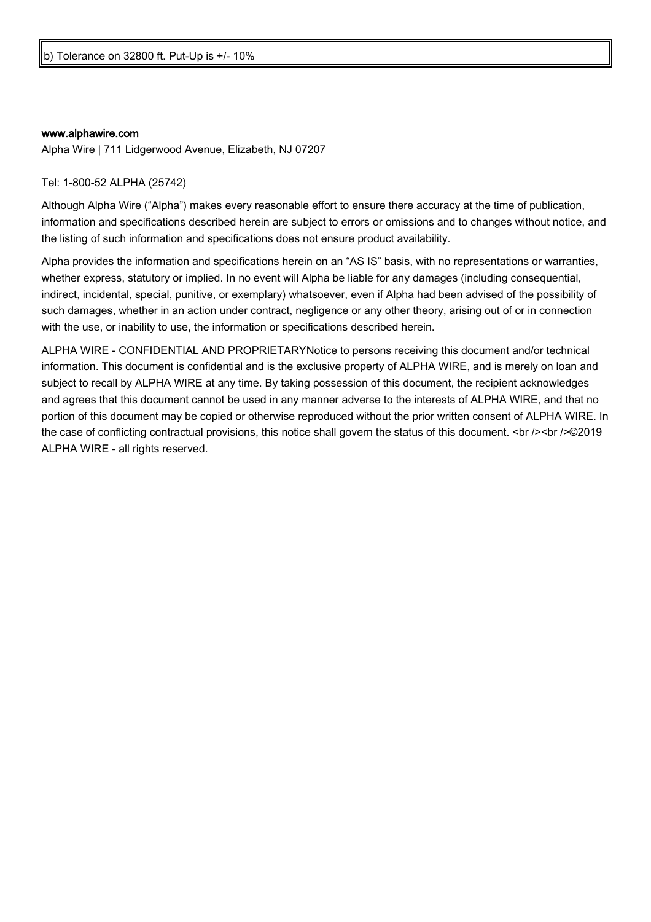| b) Tolerance on 32800 ft. Put-Up is +/- 10% |
| --- |

**www.alphawire.com**

Alpha Wire | 711 Lidgerwood Avenue, Elizabeth, NJ 07207

Tel: 1-800-52 ALPHA (25742)

Although Alpha Wire ("Alpha") makes every reasonable effort to ensure there accuracy at the time of publication, information and specifications described herein are subject to errors or omissions and to changes without notice, and the listing of such information and specifications does not ensure product availability.

Alpha provides the information and specifications herein on an "AS IS" basis, with no representations or warranties, whether express, statutory or implied. In no event will Alpha be liable for any damages (including consequential, indirect, incidental, special, punitive, or exemplary) whatsoever, even if Alpha had been advised of the possibility of such damages, whether in an action under contract, negligence or any other theory, arising out of or in connection with the use, or inability to use, the information or specifications described herein.

ALPHA WIRE - CONFIDENTIAL AND PROPRIETARYNotice to persons receiving this document and/or technical information. This document is confidential and is the exclusive property of ALPHA WIRE, and is merely on loan and subject to recall by ALPHA WIRE at any time. By taking possession of this document, the recipient acknowledges and agrees that this document cannot be used in any manner adverse to the interests of ALPHA WIRE, and that no portion of this document may be copied or otherwise reproduced without the prior written consent of ALPHA WIRE. In the case of conflicting contractual provisions, this notice shall govern the status of this document. <br /><br />©2019 ALPHA WIRE - all rights reserved.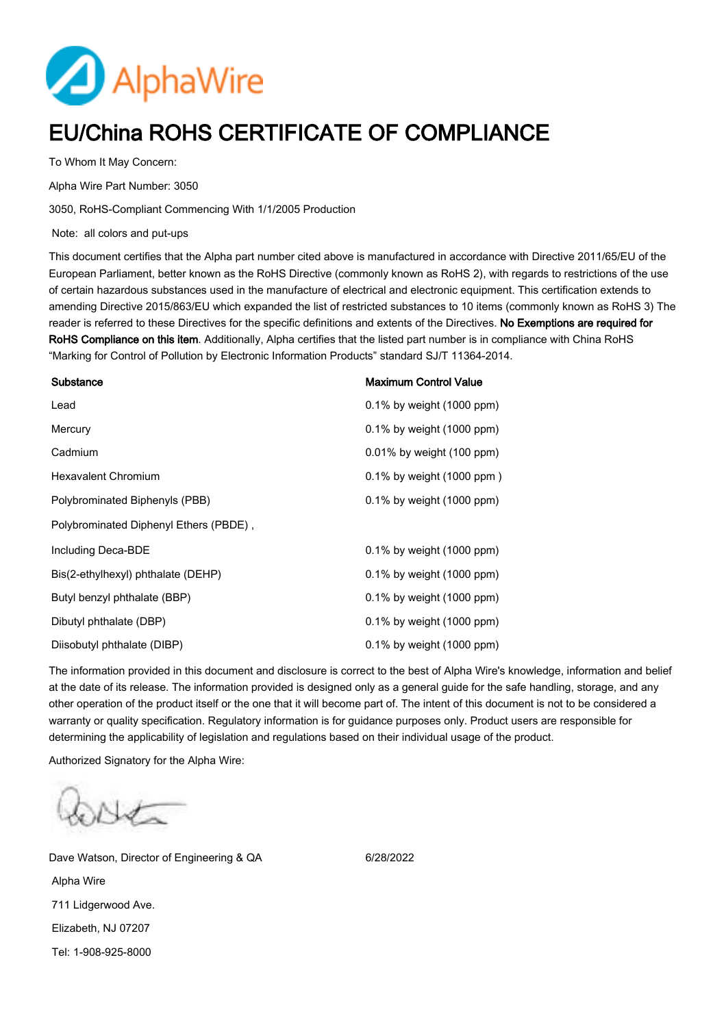AlphaWire

# EU/China ROHS CERTIFICATE OF COMPLIANCE

To Whom It May Concern:

Alpha Wire Part Number: 3050

3050, RoHS-Compliant Commencing With 1/1/2005 Production

Note: all colors and put-ups

This document certifies that the Alpha part number cited above is manufactured in accordance with Directive 2011/65/EU of the European Parliament, better known as the RoHS Directive (commonly known as RoHS 2), with regards to restrictions of the use of certain hazardous substances used in the manufacture of electrical and electronic equipment. This certification extends to amending Directive 2015/863/EU which expanded the list of restricted substances to 10 items (commonly known as RoHS 3) The reader is referred to these Directives for the specific definitions and extents of the Directives. **No Exemptions are required for RoHS Compliance on this item**. Additionally, Alpha certifies that the listed part number is in compliance with China RoHS "Marking for Control of Pollution by Electronic Information Products" standard SJ/T 11364-2014.

| Substance | Maximum Control Value |
|---|---|
| Lead | 0.1% by weight (1000 ppm) |
| Mercury | 0.1% by weight (1000 ppm) |
| Cadmium | 0.01% by weight (100 ppm) |
| Hexavalent Chromium | 0.1% by weight (1000 ppm ) |
| Polybrominated Biphenyls (PBB) | 0.1% by weight (1000 ppm) |
| Polybrominated Diphenyl Ethers (PBDE) , | |
| Including Deca-BDE | 0.1% by weight (1000 ppm) |
| Bis(2-ethylhexyl) phthalate (DEHP) | 0.1% by weight (1000 ppm) |
| Butyl benzyl phthalate (BBP) | 0.1% by weight (1000 ppm) |
| Dibutyl phthalate (DBP) | 0.1% by weight (1000 ppm) |
| Diisobutyl phthalate (DIBP) | 0.1% by weight (1000 ppm) |

The information provided in this document and disclosure is correct to the best of Alpha Wire's knowledge, information and belief at the date of its release. The information provided is designed only as a general guide for the safe handling, storage, and any other operation of the product itself or the one that it will become part of. The intent of this document is not to be considered a warranty or quality specification. Regulatory information is for guidance purposes only. Product users are responsible for determining the applicability of legislation and regulations based on their individual usage of the product.

Authorized Signatory for the Alpha Wire:

Dave Watson, Director of Engineering & QA 6/28/2022

Alpha Wire

711 Lidgerwood Ave.

Elizabeth, NJ 07207

Tel: 1-908-925-8000